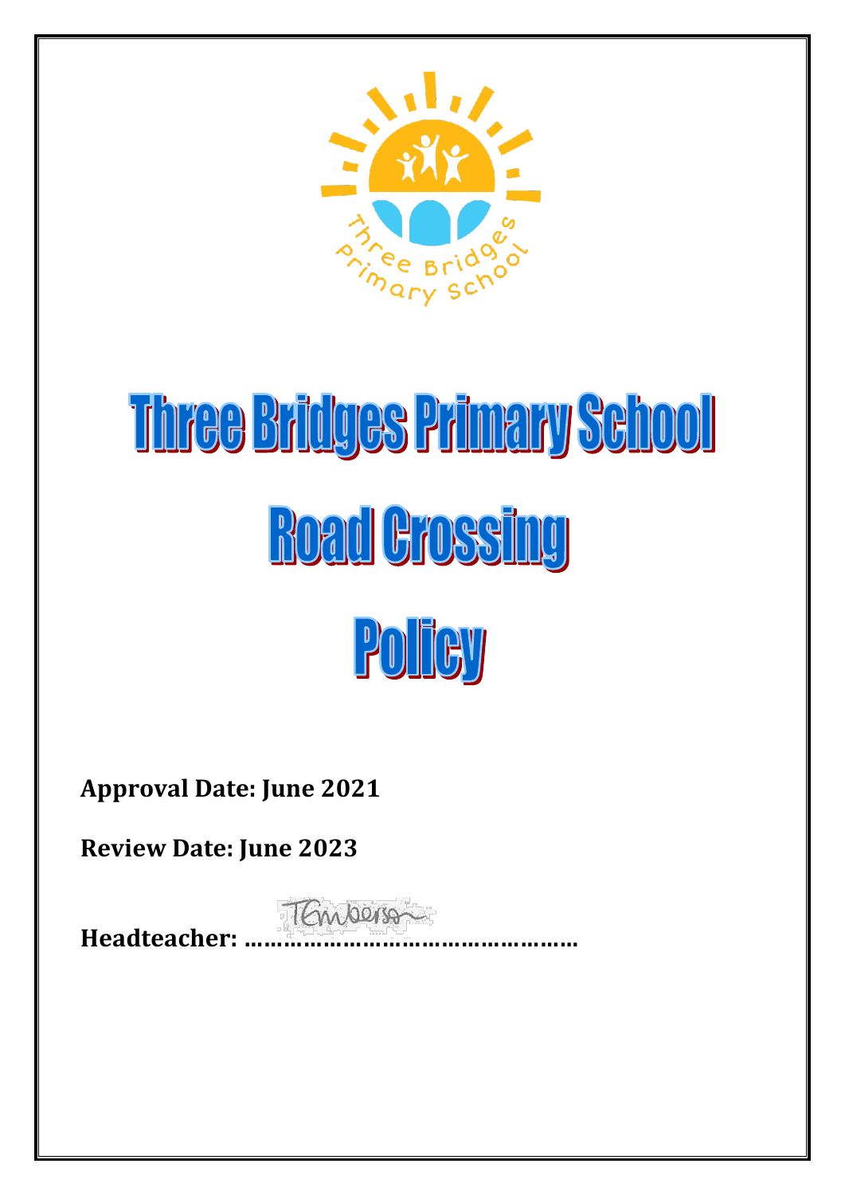# Three Bridges Primary School

# Road Crossing

# Policy

**Approval Date: June 2021**

**Review Date: June 2023**

**Headteacher: ……………………………………………**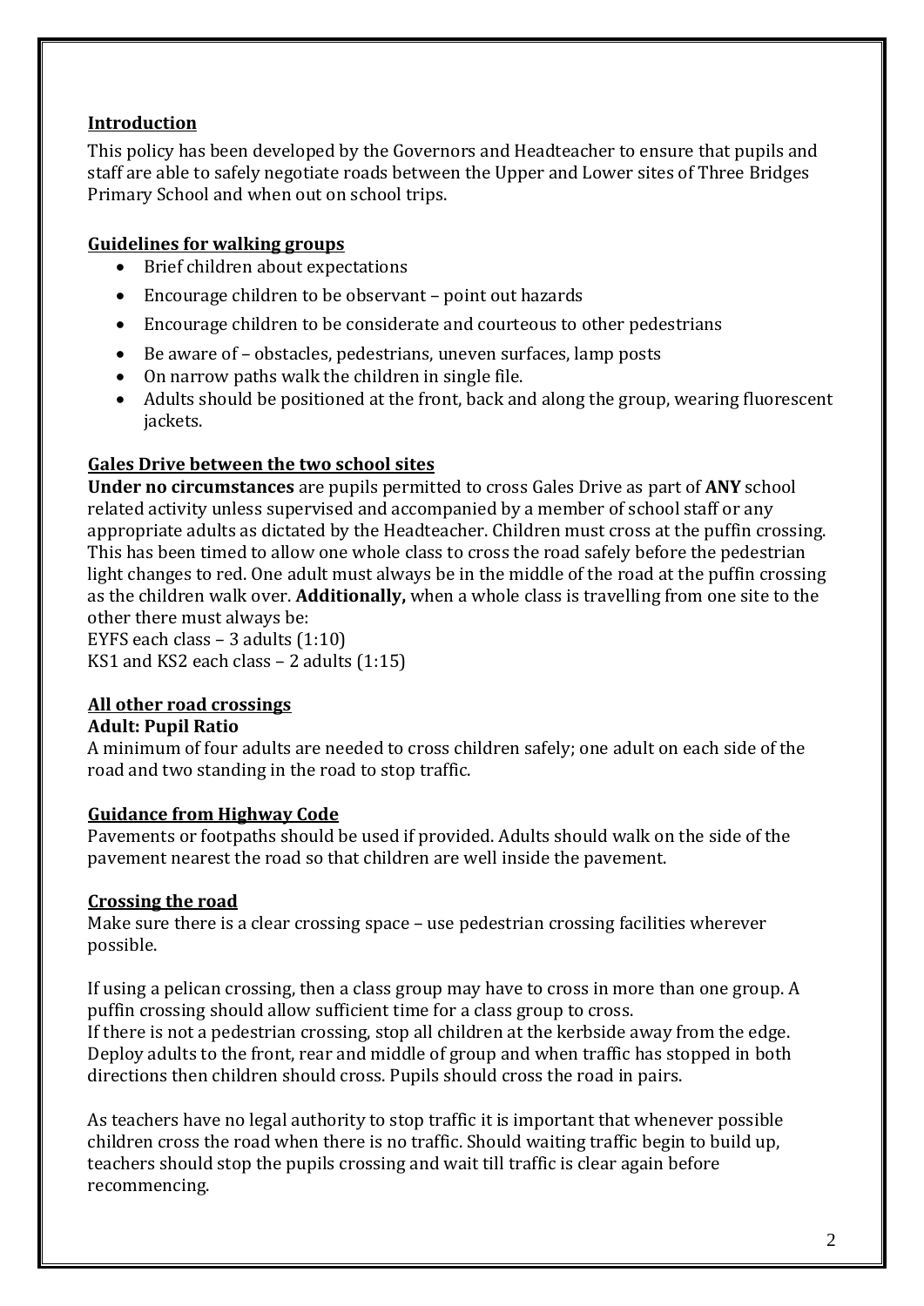## Introduction

This policy has been developed by the Governors and Headteacher to ensure that pupils and staff are able to safely negotiate roads between the Upper and Lower sites of Three Bridges Primary School and when out on school trips.

## Guidelines for walking groups

- Brief children about expectations
- Encourage children to be observant – point out hazards
- Encourage children to be considerate and courteous to other pedestrians
- Be aware of – obstacles, pedestrians, uneven surfaces, lamp posts
- On narrow paths walk the children in single file.
- Adults should be positioned at the front, back and along the group, wearing fluorescent jackets.

## Gales Drive between the two school sites

**Under no circumstances** are pupils permitted to cross Gales Drive as part of **ANY** school related activity unless supervised and accompanied by a member of school staff or any appropriate adults as dictated by the Headteacher. Children must cross at the puffin crossing. This has been timed to allow one whole class to cross the road safely before the pedestrian light changes to red. One adult must always be in the middle of the road at the puffin crossing as the children walk over. **Additionally,** when a whole class is travelling from one site to the other there must always be:
EYFS each class – 3 adults (1:10)
KS1 and KS2 each class – 2 adults (1:15)

## All other road crossings

**Adult: Pupil Ratio**

A minimum of four adults are needed to cross children safely; one adult on each side of the road and two standing in the road to stop traffic.

## Guidance from Highway Code

Pavements or footpaths should be used if provided. Adults should walk on the side of the pavement nearest the road so that children are well inside the pavement.

## Crossing the road

Make sure there is a clear crossing space – use pedestrian crossing facilities wherever possible.

If using a pelican crossing, then a class group may have to cross in more than one group. A puffin crossing should allow sufficient time for a class group to cross.
If there is not a pedestrian crossing, stop all children at the kerbside away from the edge. Deploy adults to the front, rear and middle of group and when traffic has stopped in both directions then children should cross. Pupils should cross the road in pairs.

As teachers have no legal authority to stop traffic it is important that whenever possible children cross the road when there is no traffic. Should waiting traffic begin to build up, teachers should stop the pupils crossing and wait till traffic is clear again before recommencing.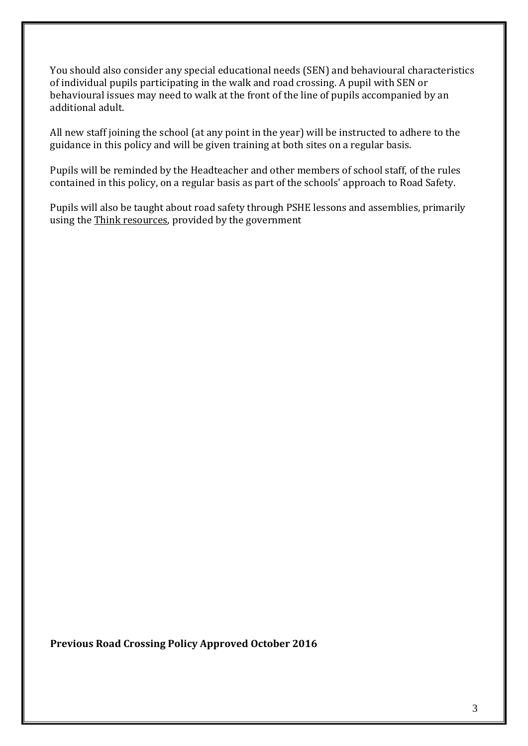You should also consider any special educational needs (SEN) and behavioural characteristics of individual pupils participating in the walk and road crossing. A pupil with SEN or behavioural issues may need to walk at the front of the line of pupils accompanied by an additional adult.

All new staff joining the school (at any point in the year) will be instructed to adhere to the guidance in this policy and will be given training at both sites on a regular basis.

Pupils will be reminded by the Headteacher and other members of school staff, of the rules contained in this policy, on a regular basis as part of the schools' approach to Road Safety.

Pupils will also be taught about road safety through PSHE lessons and assemblies, primarily using the Think resources, provided by the government

**Previous Road Crossing Policy Approved October 2016**